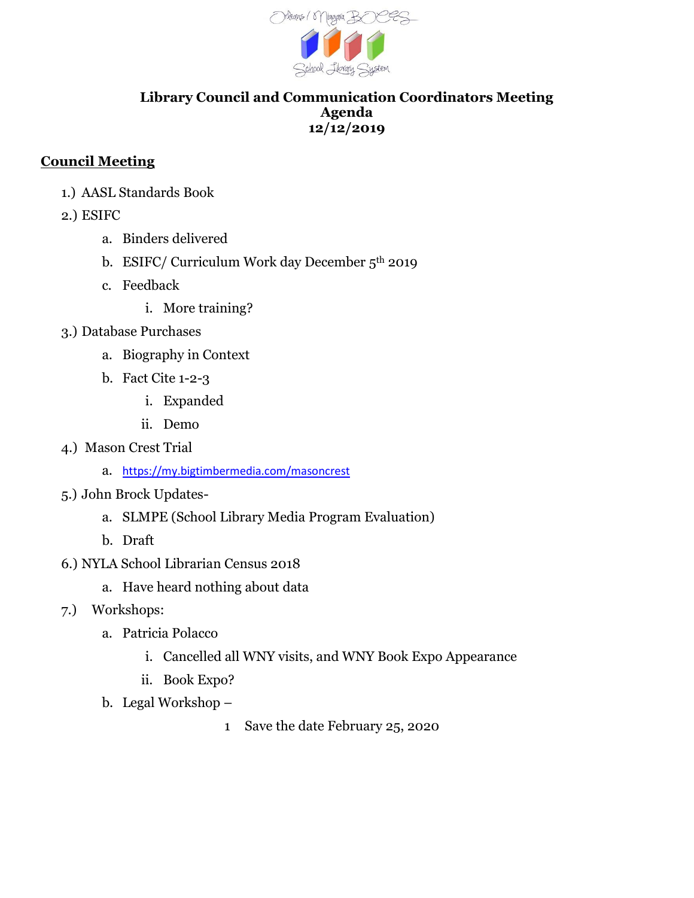Orleans / Niagara BOCES School Library System

**Library Council and Communication Coordinators Meeting**
**Agenda**
**12/12/2019**

## Council Meeting

1.) AASL Standards Book

2.) ESIFC
   - a. Binders delivered
   - b. ESIFC/ Curriculum Work day December 5th 2019
   - c. Feedback
     - i. More training?

3.) Database Purchases
   - a. Biography in Context
   - b. Fact Cite 1-2-3
     - i. Expanded
     - ii. Demo

4.) Mason Crest Trial
   - a. https://my.bigtimbermedia.com/masoncrest

5.) John Brock Updates-
   - a. SLMPE (School Library Media Program Evaluation)
   - b. Draft

6.) NYLA School Librarian Census 2018
   - a. Have heard nothing about data

7.) Workshops:
   - a. Patricia Polacco
     - i. Cancelled all WNY visits, and WNY Book Expo Appearance
     - ii. Book Expo?
   - b. Legal Workshop –
     - 1 Save the date February 25, 2020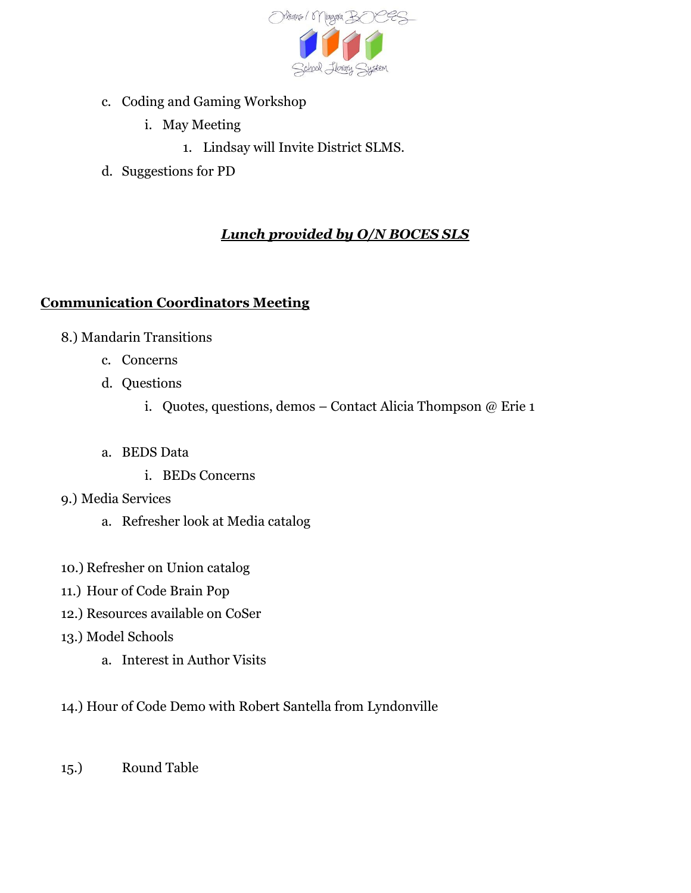c. Coding and Gaming Workshop
    i. May Meeting
        1. Lindsay will Invite District SLMS.

d. Suggestions for PD

***<u>Lunch provided by O/N BOCES SLS</u>***

## Communication Coordinators Meeting

8.) Mandarin Transitions

c. Concerns

d. Questions
    i. Quotes, questions, demos – Contact Alicia Thompson @ Erie 1

a. BEDS Data
    i. BEDs Concerns

9.) Media Services

a. Refresher look at Media catalog

10.) Refresher on Union catalog

11.) Hour of Code Brain Pop

12.) Resources available on CoSer

13.) Model Schools

a. Interest in Author Visits

14.) Hour of Code Demo with Robert Santella from Lyndonville

15.) Round Table